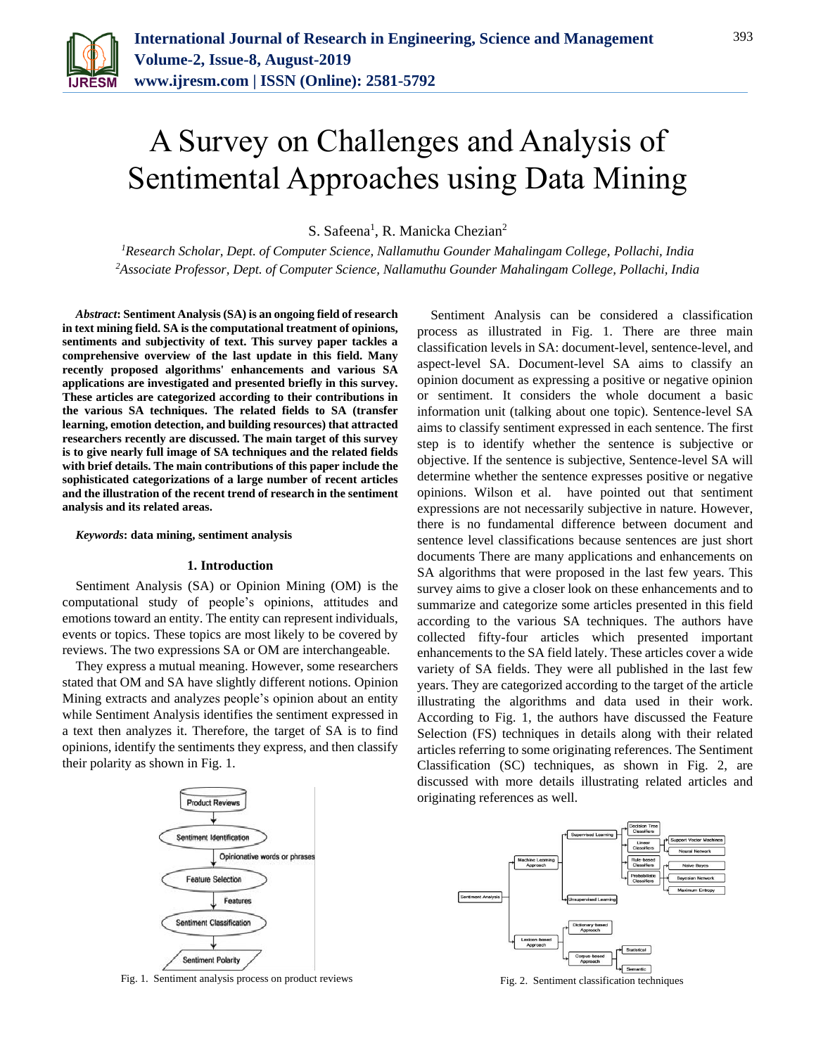# A Survey on Challenges and Analysis of Sentimental Approaches using Data Mining

S. Safeena[1], R. Manicka Chezian[2]

[1]Research Scholar, Dept. of Computer Science, Nallamuthu Gounder Mahalingam College, Pollachi, India
[2]Associate Professor, Dept. of Computer Science, Nallamuthu Gounder Mahalingam College, Pollachi, India

***Abstract*: Sentiment Analysis (SA) is an ongoing field of research in text mining field. SA is the computational treatment of opinions, sentiments and subjectivity of text. This survey paper tackles a comprehensive overview of the last update in this field. Many recently proposed algorithms' enhancements and various SA applications are investigated and presented briefly in this survey. These articles are categorized according to their contributions in the various SA techniques. The related fields to SA (transfer learning, emotion detection, and building resources) that attracted researchers recently are discussed. The main target of this survey is to give nearly full image of SA techniques and the related fields with brief details. The main contributions of this paper include the sophisticated categorizations of a large number of recent articles and the illustration of the recent trend of research in the sentiment analysis and its related areas.**

***Keywords*: data mining, sentiment analysis**

## 1. Introduction

Sentiment Analysis (SA) or Opinion Mining (OM) is the computational study of people's opinions, attitudes and emotions toward an entity. The entity can represent individuals, events or topics. These topics are most likely to be covered by reviews. The two expressions SA or OM are interchangeable.

They express a mutual meaning. However, some researchers stated that OM and SA have slightly different notions. Opinion Mining extracts and analyzes people's opinion about an entity while Sentiment Analysis identifies the sentiment expressed in a text then analyzes it. Therefore, the target of SA is to find opinions, identify the sentiments they express, and then classify their polarity as shown in Fig. 1.

Fig. 1. Sentiment analysis process on product reviews

Sentiment Analysis can be considered a classification process as illustrated in Fig. 1. There are three main classification levels in SA: document-level, sentence-level, and aspect-level SA. Document-level SA aims to classify an opinion document as expressing a positive or negative opinion or sentiment. It considers the whole document a basic information unit (talking about one topic). Sentence-level SA aims to classify sentiment expressed in each sentence. The first step is to identify whether the sentence is subjective or objective. If the sentence is subjective, Sentence-level SA will determine whether the sentence expresses positive or negative opinions. Wilson et al. have pointed out that sentiment expressions are not necessarily subjective in nature. However, there is no fundamental difference between document and sentence level classifications because sentences are just short documents There are many applications and enhancements on SA algorithms that were proposed in the last few years. This survey aims to give a closer look on these enhancements and to summarize and categorize some articles presented in this field according to the various SA techniques. The authors have collected fifty-four articles which presented important enhancements to the SA field lately. These articles cover a wide variety of SA fields. They were all published in the last few years. They are categorized according to the target of the article illustrating the algorithms and data used in their work. According to Fig. 1, the authors have discussed the Feature Selection (FS) techniques in details along with their related articles referring to some originating references. The Sentiment Classification (SC) techniques, as shown in Fig. 2, are discussed with more details illustrating related articles and originating references as well.

Fig. 2. Sentiment classification techniques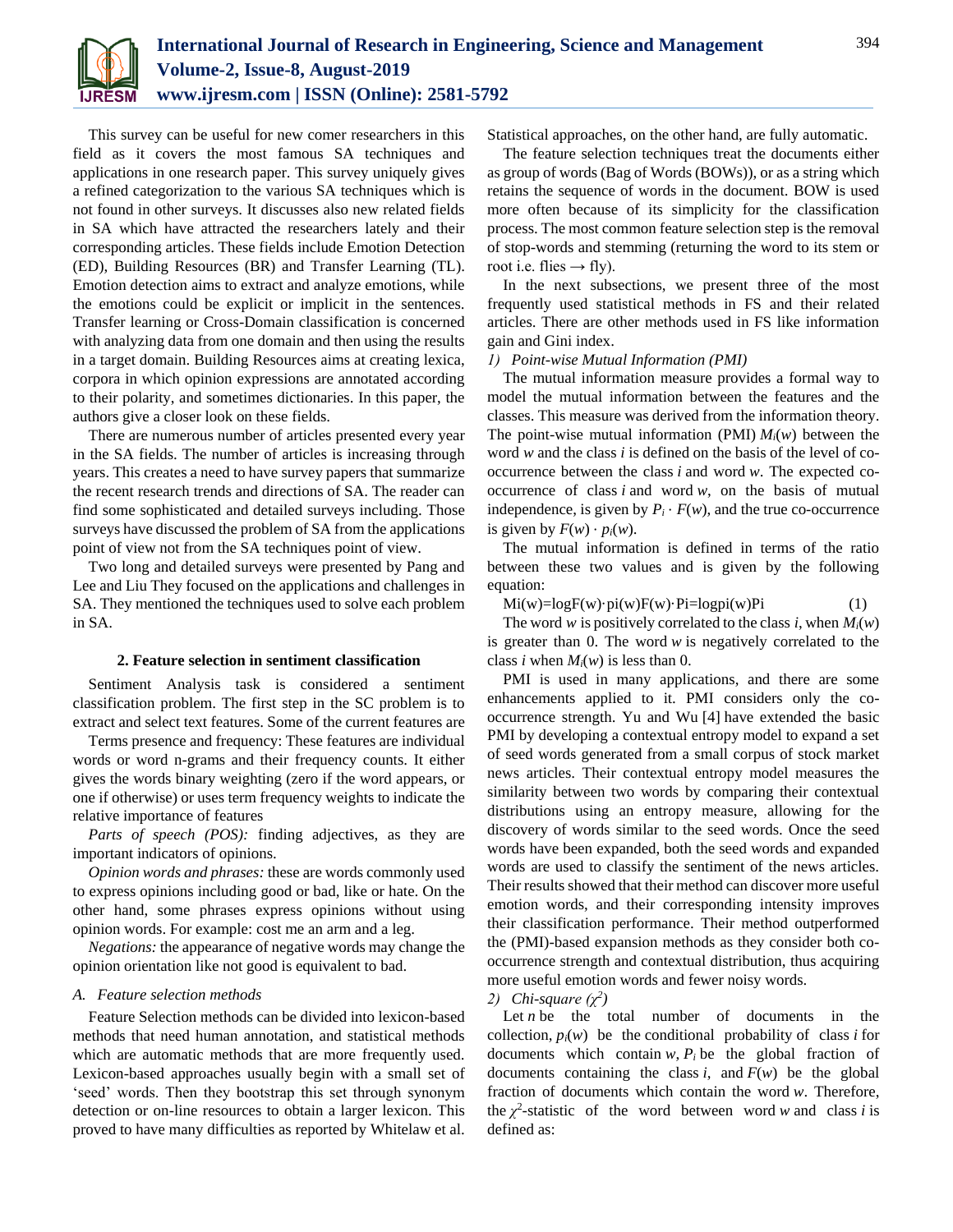This survey can be useful for new comer researchers in this field as it covers the most famous SA techniques and applications in one research paper. This survey uniquely gives a refined categorization to the various SA techniques which is not found in other surveys. It discusses also new related fields in SA which have attracted the researchers lately and their corresponding articles. These fields include Emotion Detection (ED), Building Resources (BR) and Transfer Learning (TL). Emotion detection aims to extract and analyze emotions, while the emotions could be explicit or implicit in the sentences. Transfer learning or Cross-Domain classification is concerned with analyzing data from one domain and then using the results in a target domain. Building Resources aims at creating lexica, corpora in which opinion expressions are annotated according to their polarity, and sometimes dictionaries. In this paper, the authors give a closer look on these fields.

There are numerous number of articles presented every year in the SA fields. The number of articles is increasing through years. This creates a need to have survey papers that summarize the recent research trends and directions of SA. The reader can find some sophisticated and detailed surveys including. Those surveys have discussed the problem of SA from the applications point of view not from the SA techniques point of view.

Two long and detailed surveys were presented by Pang and Lee and Liu They focused on the applications and challenges in SA. They mentioned the techniques used to solve each problem in SA.

## 2. Feature selection in sentiment classification

Sentiment Analysis task is considered a sentiment classification problem. The first step in the SC problem is to extract and select text features. Some of the current features are

Terms presence and frequency: These features are individual words or word n-grams and their frequency counts. It either gives the words binary weighting (zero if the word appears, or one if otherwise) or uses term frequency weights to indicate the relative importance of features

*Parts of speech (POS):* finding adjectives, as they are important indicators of opinions.

*Opinion words and phrases:* these are words commonly used to express opinions including good or bad, like or hate. On the other hand, some phrases express opinions without using opinion words. For example: cost me an arm and a leg.

*Negations:* the appearance of negative words may change the opinion orientation like not good is equivalent to bad.

### *A. Feature selection methods*

Feature Selection methods can be divided into lexicon-based methods that need human annotation, and statistical methods which are automatic methods that are more frequently used. Lexicon-based approaches usually begin with a small set of 'seed' words. Then they bootstrap this set through synonym detection or on-line resources to obtain a larger lexicon. This proved to have many difficulties as reported by Whitelaw et al. Statistical approaches, on the other hand, are fully automatic.

The feature selection techniques treat the documents either as group of words (Bag of Words (BOWs)), or as a string which retains the sequence of words in the document. BOW is used more often because of its simplicity for the classification process. The most common feature selection step is the removal of stop-words and stemming (returning the word to its stem or root i.e. flies → fly).

In the next subsections, we present three of the most frequently used statistical methods in FS and their related articles. There are other methods used in FS like information gain and Gini index.

#### *1) Point-wise Mutual Information (PMI)*

The mutual information measure provides a formal way to model the mutual information between the features and the classes. This measure was derived from the information theory. The point-wise mutual information (PMI) $M_i(w)$ between the word $w$ and the class $i$ is defined on the basis of the level of co-occurrence between the class $i$ and word $w$. The expected co-occurrence of class $i$ and word $w$, on the basis of mutual independence, is given by $P_i \cdot F(w)$, and the true co-occurrence is given by $F(w) \cdot p_i(w)$.

The mutual information is defined in terms of the ratio between these two values and is given by the following equation:

$$M_i(w) = \log \frac{F(w) \cdot p_i(w)}{F(w) \cdot P_i} = \log \frac{p_i(w)}{P_i} \tag{1}$$

The word $w$ is positively correlated to the class $i$, when $M_i(w)$ is greater than 0. The word $w$ is negatively correlated to the class $i$ when $M_i(w)$ is less than 0.

PMI is used in many applications, and there are some enhancements applied to it. PMI considers only the co-occurrence strength. Yu and Wu [4] have extended the basic PMI by developing a contextual entropy model to expand a set of seed words generated from a small corpus of stock market news articles. Their contextual entropy model measures the similarity between two words by comparing their contextual distributions using an entropy measure, allowing for the discovery of words similar to the seed words. Once the seed words have been expanded, both the seed words and expanded words are used to classify the sentiment of the news articles. Their results showed that their method can discover more useful emotion words, and their corresponding intensity improves their classification performance. Their method outperformed the (PMI)-based expansion methods as they consider both co-occurrence strength and contextual distribution, thus acquiring more useful emotion words and fewer noisy words.

#### *2) Chi-square ($\chi^2$)*

Let $n$ be the total number of documents in the collection, $p_i(w)$ be the conditional probability of class $i$ for documents which contain $w$, $P_i$ be the global fraction of documents containing the class $i$, and $F(w)$ be the global fraction of documents which contain the word $w$. Therefore, the $\chi^2$-statistic of the word between word $w$ and class $i$ is defined as: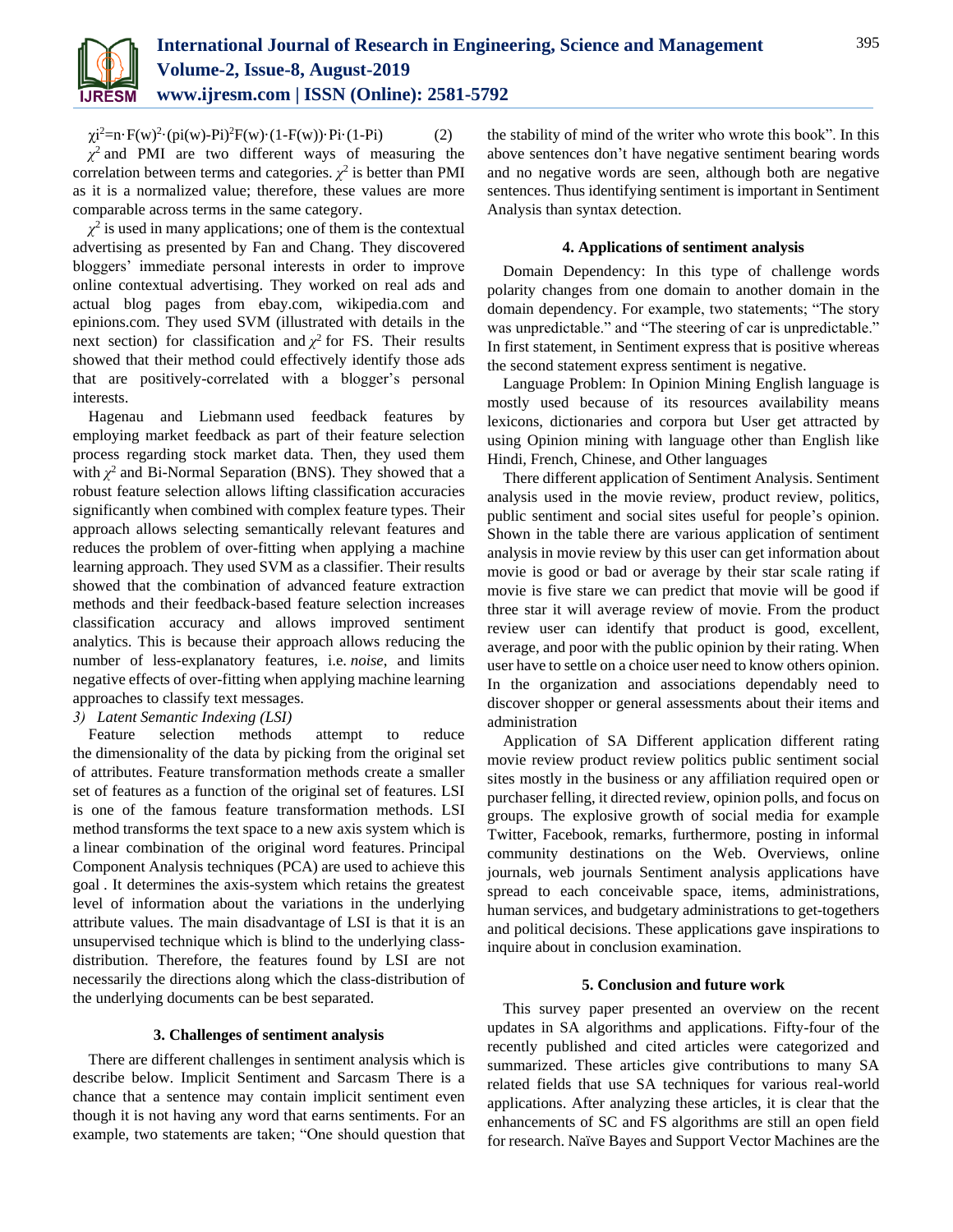$$\chi i^2 = n \cdot F(w)^2 \cdot (pi(w) - Pi)^2 F(w) \cdot (1 - F(w)) \cdot Pi \cdot (1 - Pi) \quad (2)$$

$\chi^2$ and PMI are two different ways of measuring the correlation between terms and categories. $\chi^2$ is better than PMI as it is a normalized value; therefore, these values are more comparable across terms in the same category.

$\chi^2$ is used in many applications; one of them is the contextual advertising as presented by Fan and Chang. They discovered bloggers' immediate personal interests in order to improve online contextual advertising. They worked on real ads and actual blog pages from ebay.com, wikipedia.com and epinions.com. They used SVM (illustrated with details in the next section) for classification and $\chi^2$ for FS. Their results showed that their method could effectively identify those ads that are positively-correlated with a blogger's personal interests.

Hagenau and Liebmann used feedback features by employing market feedback as part of their feature selection process regarding stock market data. Then, they used them with $\chi^2$ and Bi-Normal Separation (BNS). They showed that a robust feature selection allows lifting classification accuracies significantly when combined with complex feature types. Their approach allows selecting semantically relevant features and reduces the problem of over-fitting when applying a machine learning approach. They used SVM as a classifier. Their results showed that the combination of advanced feature extraction methods and their feedback-based feature selection increases classification accuracy and allows improved sentiment analytics. This is because their approach allows reducing the number of less-explanatory features, i.e. *noise*, and limits negative effects of over-fitting when applying machine learning approaches to classify text messages.

*3) Latent Semantic Indexing (LSI)*

Feature selection methods attempt to reduce the dimensionality of the data by picking from the original set of attributes. Feature transformation methods create a smaller set of features as a function of the original set of features. LSI is one of the famous feature transformation methods. LSI method transforms the text space to a new axis system which is a linear combination of the original word features. Principal Component Analysis techniques (PCA) are used to achieve this goal . It determines the axis-system which retains the greatest level of information about the variations in the underlying attribute values. The main disadvantage of LSI is that it is an unsupervised technique which is blind to the underlying class-distribution. Therefore, the features found by LSI are not necessarily the directions along which the class-distribution of the underlying documents can be best separated.

### 3. Challenges of sentiment analysis

There are different challenges in sentiment analysis which is describe below. Implicit Sentiment and Sarcasm There is a chance that a sentence may contain implicit sentiment even though it is not having any word that earns sentiments. For an example, two statements are taken; "One should question that the stability of mind of the writer who wrote this book". In this above sentences don't have negative sentiment bearing words and no negative words are seen, although both are negative sentences. Thus identifying sentiment is important in Sentiment Analysis than syntax detection.

### 4. Applications of sentiment analysis

Domain Dependency: In this type of challenge words polarity changes from one domain to another domain in the domain dependency. For example, two statements; "The story was unpredictable." and "The steering of car is unpredictable." In first statement, in Sentiment express that is positive whereas the second statement express sentiment is negative.

Language Problem: In Opinion Mining English language is mostly used because of its resources availability means lexicons, dictionaries and corpora but User get attracted by using Opinion mining with language other than English like Hindi, French, Chinese, and Other languages

There different application of Sentiment Analysis. Sentiment analysis used in the movie review, product review, politics, public sentiment and social sites useful for people's opinion. Shown in the table there are various application of sentiment analysis in movie review by this user can get information about movie is good or bad or average by their star scale rating if movie is five stare we can predict that movie will be good if three star it will average review of movie. From the product review user can identify that product is good, excellent, average, and poor with the public opinion by their rating. When user have to settle on a choice user need to know others opinion. In the organization and associations dependably need to discover shopper or general assessments about their items and administration

Application of SA Different application different rating movie review product review politics public sentiment social sites mostly in the business or any affiliation required open or purchaser felling, it directed review, opinion polls, and focus on groups. The explosive growth of social media for example Twitter, Facebook, remarks, furthermore, posting in informal community destinations on the Web. Overviews, online journals, web journals Sentiment analysis applications have spread to each conceivable space, items, administrations, human services, and budgetary administrations to get-togethers and political decisions. These applications gave inspirations to inquire about in conclusion examination.

### 5. Conclusion and future work

This survey paper presented an overview on the recent updates in SA algorithms and applications. Fifty-four of the recently published and cited articles were categorized and summarized. These articles give contributions to many SA related fields that use SA techniques for various real-world applications. After analyzing these articles, it is clear that the enhancements of SC and FS algorithms are still an open field for research. Naïve Bayes and Support Vector Machines are the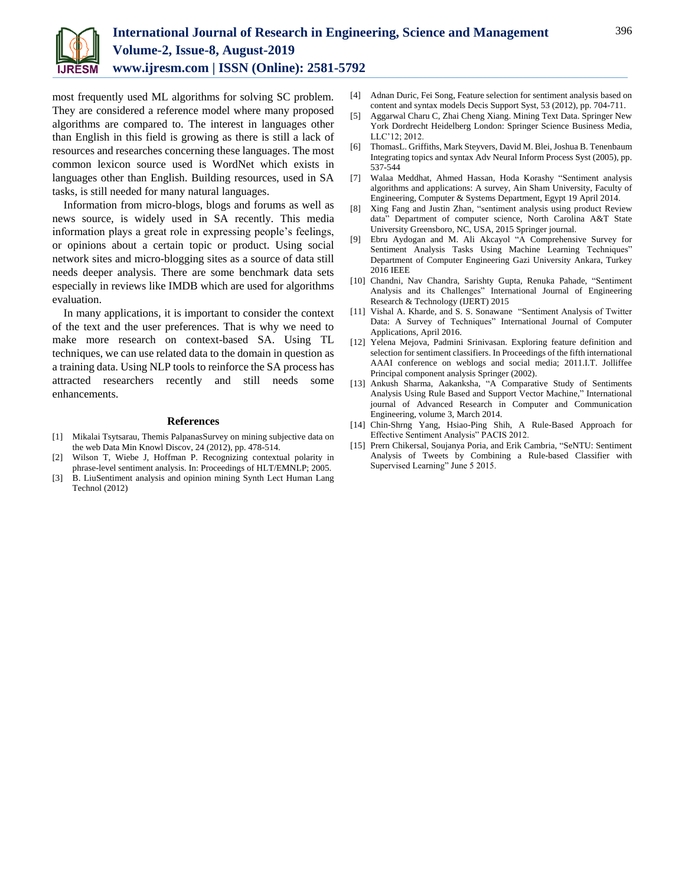most frequently used ML algorithms for solving SC problem. They are considered a reference model where many proposed algorithms are compared to. The interest in languages other than English in this field is growing as there is still a lack of resources and researches concerning these languages. The most common lexicon source used is WordNet which exists in languages other than English. Building resources, used in SA tasks, is still needed for many natural languages.

Information from micro-blogs, blogs and forums as well as news source, is widely used in SA recently. This media information plays a great role in expressing people's feelings, or opinions about a certain topic or product. Using social network sites and micro-blogging sites as a source of data still needs deeper analysis. There are some benchmark data sets especially in reviews like IMDB which are used for algorithms evaluation.

In many applications, it is important to consider the context of the text and the user preferences. That is why we need to make more research on context-based SA. Using TL techniques, we can use related data to the domain in question as a training data. Using NLP tools to reinforce the SA process has attracted researchers recently and still needs some enhancements.

## References

[1] Mikalai Tsytsarau, Themis PalpanasSurvey on mining subjective data on the web Data Min Knowl Discov, 24 (2012), pp. 478-514.

[2] Wilson T, Wiebe J, Hoffman P. Recognizing contextual polarity in phrase-level sentiment analysis. In: Proceedings of HLT/EMNLP; 2005.

[3] B. LiuSentiment analysis and opinion mining Synth Lect Human Lang Technol (2012)

[4] Adnan Duric, Fei Song, Feature selection for sentiment analysis based on content and syntax models Decis Support Syst, 53 (2012), pp. 704-711.

[5] Aggarwal Charu C, Zhai Cheng Xiang. Mining Text Data. Springer New York Dordrecht Heidelberg London: Springer Science Business Media, LLC'12; 2012.

[6] ThomasL. Griffiths, Mark Steyvers, David M. Blei, Joshua B. Tenenbaum Integrating topics and syntax Adv Neural Inform Process Syst (2005), pp. 537-544

[7] Walaa Meddhat, Ahmed Hassan, Hoda Korashy "Sentiment analysis algorithms and applications: A survey, Ain Sham University, Faculty of Engineering, Computer & Systems Department, Egypt 19 April 2014.

[8] Xing Fang and Justin Zhan, "sentiment analysis using product Review data" Department of computer science, North Carolina A&T State University Greensboro, NC, USA, 2015 Springer journal.

[9] Ebru Aydogan and M. Ali Akcayol "A Comprehensive Survey for Sentiment Analysis Tasks Using Machine Learning Techniques" Department of Computer Engineering Gazi University Ankara, Turkey 2016 IEEE

[10] Chandni, Nav Chandra, Sarishty Gupta, Renuka Pahade, "Sentiment Analysis and its Challenges" International Journal of Engineering Research & Technology (IJERT) 2015

[11] Vishal A. Kharde, and S. S. Sonawane "Sentiment Analysis of Twitter Data: A Survey of Techniques" International Journal of Computer Applications, April 2016.

[12] Yelena Mejova, Padmini Srinivasan. Exploring feature definition and selection for sentiment classifiers. In Proceedings of the fifth international AAAI conference on weblogs and social media; 2011.I.T. Jolliffee Principal component analysis Springer (2002).

[13] Ankush Sharma, Aakanksha, "A Comparative Study of Sentiments Analysis Using Rule Based and Support Vector Machine," International journal of Advanced Research in Computer and Communication Engineering, volume 3, March 2014.

[14] Chin-Shrng Yang, Hsiao-Ping Shih, A Rule-Based Approach for Effective Sentiment Analysis" PACIS 2012.

[15] Prern Chikersal, Soujanya Poria, and Erik Cambria, "SeNTU: Sentiment Analysis of Tweets by Combining a Rule-based Classifier with Supervised Learning" June 5 2015.